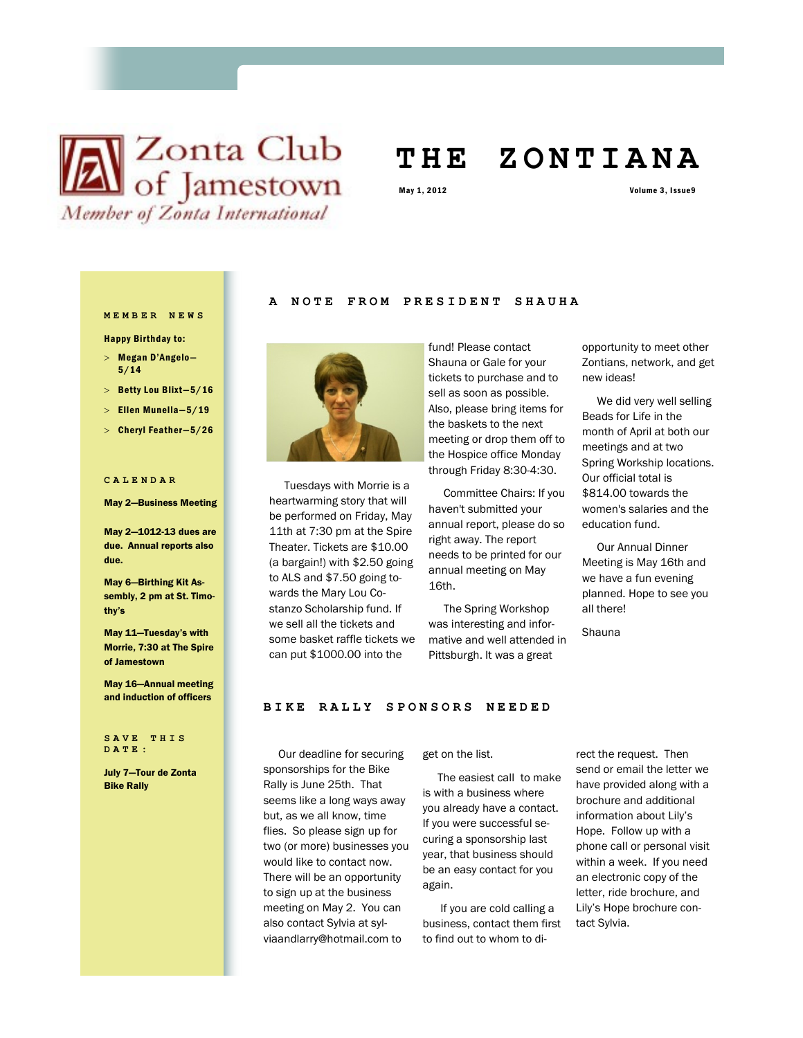# Zonta Club of Jamestown

*Member of Zonta International*

# THE ZONTIANA

May 1, 2012 — Volume 3, Issue9

## MEMBER NEWS

**Happy Birthday to:**

- **Megan D'Angelo—5/14**
- **Betty Lou Blixt—5/16**
- **Ellen Munella—5/19**
- **Cheryl Feather—5/26**

## CALENDAR

**May 2—Business Meeting**

**May 2—1012-13 dues are due. Annual reports also due.**

**May 6—Birthing Kit Assembly, 2 pm at St. Timothy's**

**May 11—Tuesday's with Morrie, 7:30 at The Spire of Jamestown**

**May 16—Annual meeting and induction of officers**

## SAVE THIS DATE:

**July 7—Tour de Zonta Bike Rally**

## A NOTE FROM PRESIDENT SHAUHA

Tuesdays with Morrie is a heartwarming story that will be performed on Friday, May 11th at 7:30 pm at the Spire Theater. Tickets are $10.00 (a bargain!) with $2.50 going to ALS and $7.50 going towards the Mary Lou Costanzo Scholarship fund. If we sell all the tickets and some basket raffle tickets we can put $1000.00 into the fund! Please contact Shauna or Gale for your tickets to purchase and to sell as soon as possible. Also, please bring items for the baskets to the next meeting or drop them off to the Hospice office Monday through Friday 8:30-4:30.

Committee Chairs: If you haven't submitted your annual report, please do so right away. The report needs to be printed for our annual meeting on May 16th.

The Spring Workshop was interesting and informative and well attended in Pittsburgh. It was a great opportunity to meet other Zontians, network, and get new ideas!

We did very well selling Beads for Life in the month of April at both our meetings and at two Spring Workship locations. Our official total is $814.00 towards the women's salaries and the education fund.

Our Annual Dinner Meeting is May 16th and we have a fun evening planned. Hope to see you all there!

Shauna

## BIKE RALLY SPONSORS NEEDED

Our deadline for securing sponsorships for the Bike Rally is June 25th. That seems like a long ways away but, as we all know, time flies. So please sign up for two (or more) businesses you would like to contact now. There will be an opportunity to sign up at the business meeting on May 2. You can also contact Sylvia at sylviaandlarry@hotmail.com to get on the list.

The easiest call to make is with a business where you already have a contact. If you were successful securing a sponsorship last year, that business should be an easy contact for you again.

If you are cold calling a business, contact them first to find out to whom to direct the request. Then send or email the letter we have provided along with a brochure and additional information about Lily's Hope. Follow up with a phone call or personal visit within a week. If you need an electronic copy of the letter, ride brochure, and Lily's Hope brochure contact Sylvia.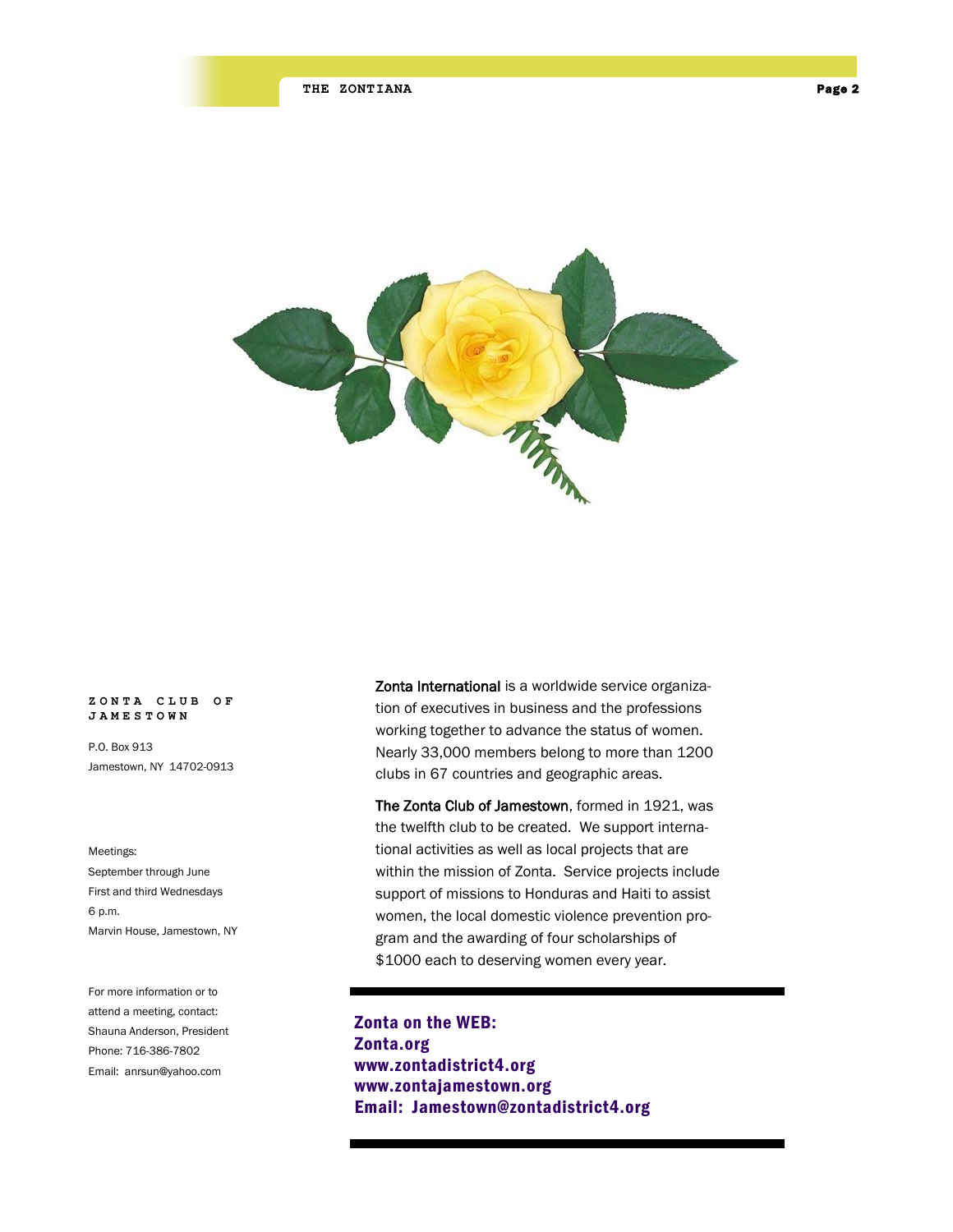**ZONTA CLUB OF JAMESTOWN**

P.O. Box 913
Jamestown, NY 14702-0913

Meetings:
September through June
First and third Wednesdays
6 p.m.
Marvin House, Jamestown, NY

For more information or to attend a meeting, contact:
Shauna Anderson, President
Phone: 716-386-7802
Email: anrsun@yahoo.com

**Zonta International** is a worldwide service organization of executives in business and the professions working together to advance the status of women. Nearly 33,000 members belong to more than 1200 clubs in 67 countries and geographic areas.

**The Zonta Club of Jamestown**, formed in 1921, was the twelfth club to be created. We support international activities as well as local projects that are within the mission of Zonta. Service projects include support of missions to Honduras and Haiti to assist women, the local domestic violence prevention program and the awarding of four scholarships of $1000 each to deserving women every year.

**Zonta on the WEB:**
**Zonta.org**
**www.zontadistrict4.org**
**www.zontajamestown.org**
**Email: Jamestown@zontadistrict4.org**